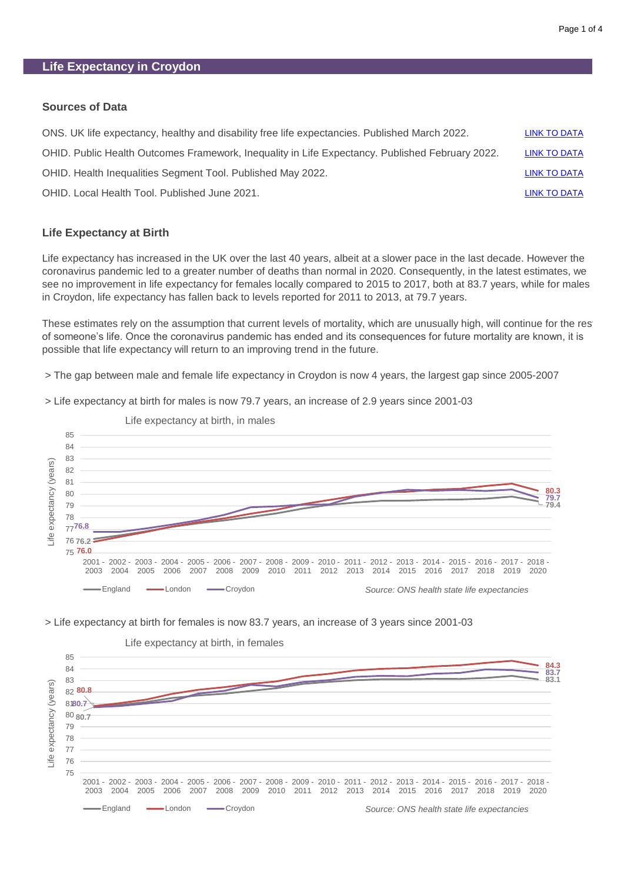# Life Expectancy in Croydon

## Sources of Data

| | |
|---|---|
| ONS. UK life expectancy, healthy and disability free life expectancies. Published March 2022. | LINK TO DATA |
| OHID. Public Health Outcomes Framework, Inequality in Life Expectancy. Published February 2022. | LINK TO DATA |
| OHID. Health Inequalities Segment Tool. Published May 2022. | LINK TO DATA |
| OHID. Local Health Tool. Published June 2021. | LINK TO DATA |

## Life Expectancy at Birth

Life expectancy has increased in the UK over the last 40 years, albeit at a slower pace in the last decade. However the coronavirus pandemic led to a greater number of deaths than normal in 2020. Consequently, in the latest estimates, we see no improvement in life expectancy for females locally compared to 2015 to 2017, both at 83.7 years, while for males in Croydon, life expectancy has fallen back to levels reported for 2011 to 2013, at 79.7 years.

These estimates rely on the assumption that current levels of mortality, which are unusually high, will continue for the rest of someone's life. Once the coronavirus pandemic has ended and its consequences for future mortality are known, it is possible that life expectancy will return to an improving trend in the future.

> The gap between male and female life expectancy in Croydon is now 4 years, the largest gap since 2005-2007

> Life expectancy at birth for males is now 79.7 years, an increase of 2.9 years since 2001-03

Life expectancy at birth, in males

Source: ONS health state life expectancies

> Life expectancy at birth for females is now 83.7 years, an increase of 3 years since 2001-03

Life expectancy at birth, in females

Source: ONS health state life expectancies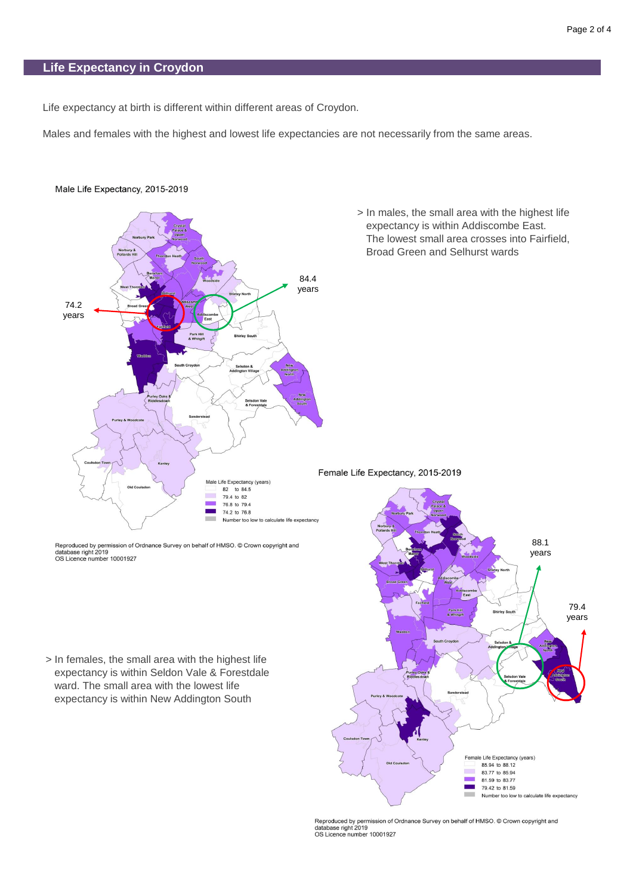## Life Expectancy in Croydon

Life expectancy at birth is different within different areas of Croydon.

Males and females with the highest and lowest life expectancies are not necessarily from the same areas.

Male Life Expectancy, 2015-2019

> In males, the small area with the highest life expectancy is within Addiscombe East. The lowest small area crosses into Fairfield, Broad Green and Selhurst wards

84.4 years

74.2 years

Male Life Expectancy (years)

- 82 to 84.5
- 79.4 to 82
- 76.8 to 79.4
- 74.2 to 76.8
- Number too low to calculate life expectancy

Reproduced by permission of Ordnance Survey on behalf of HMSO. © Crown copyright and database right 2019
OS Licence number 10001927

Female Life Expectancy, 2015-2019

> In females, the small area with the highest life expectancy is within Seldon Vale & Forestdale ward. The small area with the lowest life expectancy is within New Addington South

88.1 years

79.4 years

Female Life Expectancy (years)

- 85.94 to 88.12
- 83.77 to 85.94
- 81.59 to 83.77
- 79.42 to 81.59
- Number too low to calculate life expectancy

Reproduced by permission of Ordnance Survey on behalf of HMSO. © Crown copyright and database right 2019
OS Licence number 10001927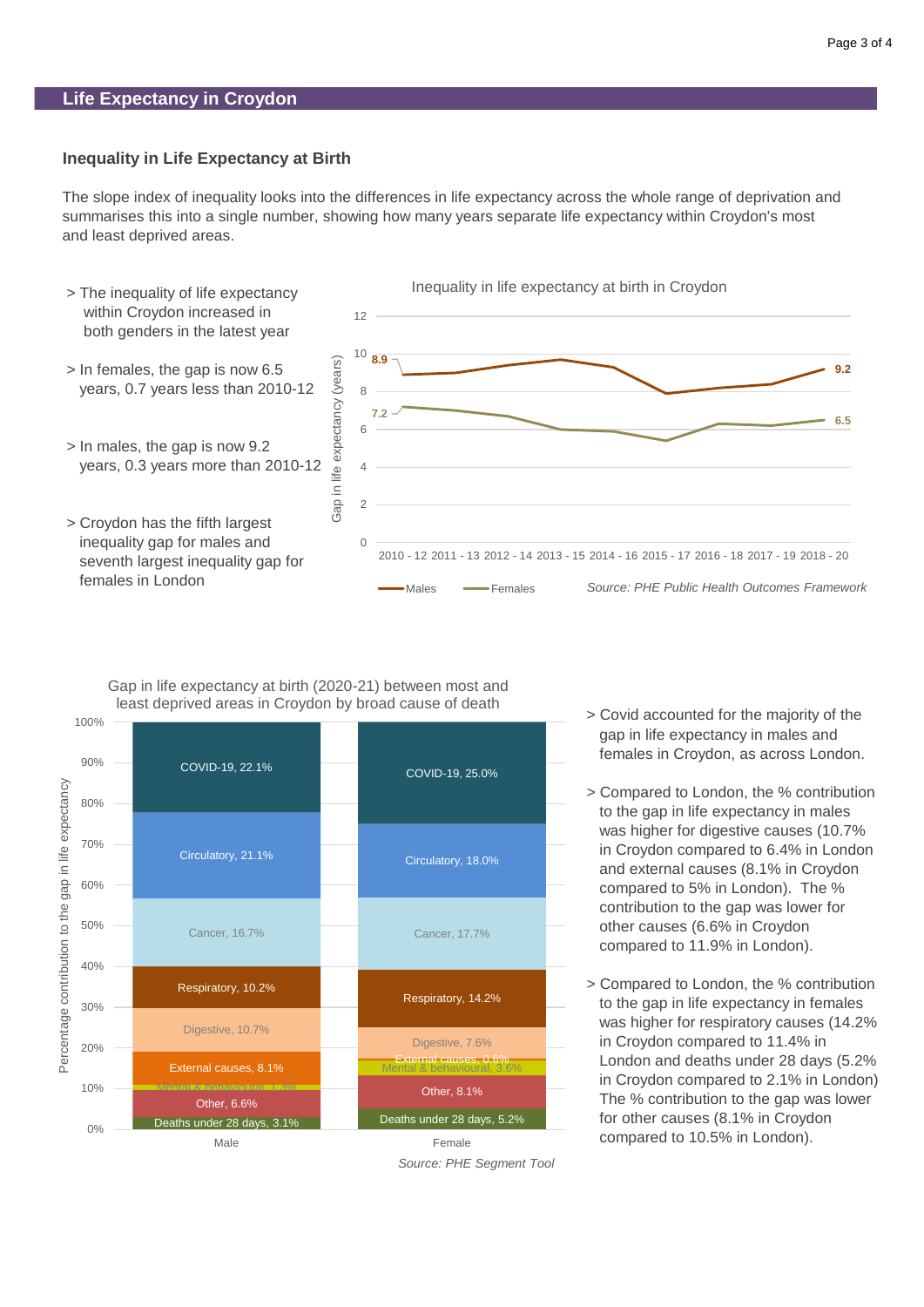## Life Expectancy in Croydon

### Inequality in Life Expectancy at Birth

The slope index of inequality looks into the differences in life expectancy across the whole range of deprivation and summarises this into a single number, showing how many years separate life expectancy within Croydon's most and least deprived areas.

> The inequality of life expectancy within Croydon increased in both genders in the latest year

> In females, the gap is now 6.5 years, 0.7 years less than 2010-12

> In males, the gap is now 9.2 years, 0.3 years more than 2010-12

> Croydon has the fifth largest inequality gap for males and seventh largest inequality gap for females in London

Inequality in life expectancy at birth in Croydon

| Period | Males | Females |
|---|---|---|
| 2010 - 12 | 8.9 | 7.2 |
| 2018 - 20 | 9.2 | 6.5 |

*Source: PHE Public Health Outcomes Framework*

Gap in life expectancy at birth (2020-21) between most and least deprived areas in Croydon by broad cause of death

| Cause | Male | Female |
|---|---|---|
| COVID-19 | 22.1% | 25.0% |
| Circulatory | 21.1% | 18.0% |
| Cancer | 16.7% | 17.7% |
| Respiratory | 10.2% | 14.2% |
| Digestive | 10.7% | 7.6% |
| External causes | 8.1% | 0.6% |
| Mental & behavioural | 1.3% | 3.6% |
| Other | 6.6% | 8.1% |
| Deaths under 28 days | 3.1% | 5.2% |

*Source: PHE Segment Tool*

> Covid accounted for the majority of the gap in life expectancy in males and females in Croydon, as across London.

> Compared to London, the % contribution to the gap in life expectancy in males was higher for digestive causes (10.7% in Croydon compared to 6.4% in London and external causes (8.1% in Croydon compared to 5% in London). The % contribution to the gap was lower for other causes (6.6% in Croydon compared to 11.9% in London).

> Compared to London, the % contribution to the gap in life expectancy in females was higher for respiratory causes (14.2% in Croydon compared to 11.4% in London and deaths under 28 days (5.2% in Croydon compared to 2.1% in London) The % contribution to the gap was lower for other causes (8.1% in Croydon compared to 10.5% in London).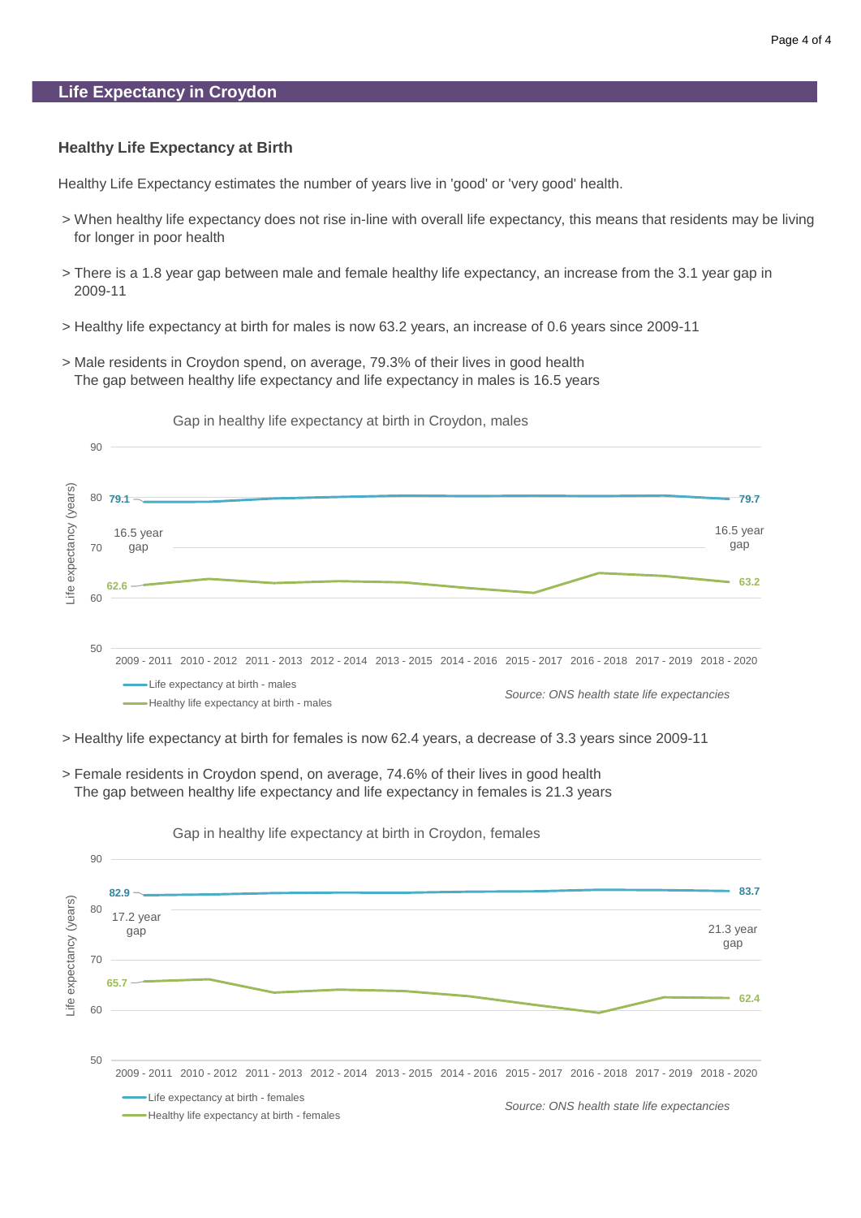## Life Expectancy in Croydon

### Healthy Life Expectancy at Birth

Healthy Life Expectancy estimates the number of years live in 'good' or 'very good' health.

> When healthy life expectancy does not rise in-line with overall life expectancy, this means that residents may be living for longer in poor health

> There is a 1.8 year gap between male and female healthy life expectancy, an increase from the 3.1 year gap in 2009-11

> Healthy life expectancy at birth for males is now 63.2 years, an increase of 0.6 years since 2009-11

> Male residents in Croydon spend, on average, 79.3% of their lives in good health
The gap between healthy life expectancy and life expectancy in males is 16.5 years

Gap in healthy life expectancy at birth in Croydon, males

Life expectancy (years)

90
80
70
60
50

79.1
79.7
16.5 year gap
16.5 year gap
62.6
63.2

2009 - 2011, 2010 - 2012, 2011 - 2013, 2012 - 2014, 2013 - 2015, 2014 - 2016, 2015 - 2017, 2016 - 2018, 2017 - 2019, 2018 - 2020

Life expectancy at birth - males
Healthy life expectancy at birth - males

*Source: ONS health state life expectancies*

> Healthy life expectancy at birth for females is now 62.4 years, a decrease of 3.3 years since 2009-11

> Female residents in Croydon spend, on average, 74.6% of their lives in good health
The gap between healthy life expectancy and life expectancy in females is 21.3 years

Gap in healthy life expectancy at birth in Croydon, females

Life expectancy (years)

90
80
70
60
50

82.9
83.7
17.2 year gap
21.3 year gap
65.7
62.4

2009 - 2011, 2010 - 2012, 2011 - 2013, 2012 - 2014, 2013 - 2015, 2014 - 2016, 2015 - 2017, 2016 - 2018, 2017 - 2019, 2018 - 2020

Life expectancy at birth - females
Healthy life expectancy at birth - females

*Source: ONS health state life expectancies*